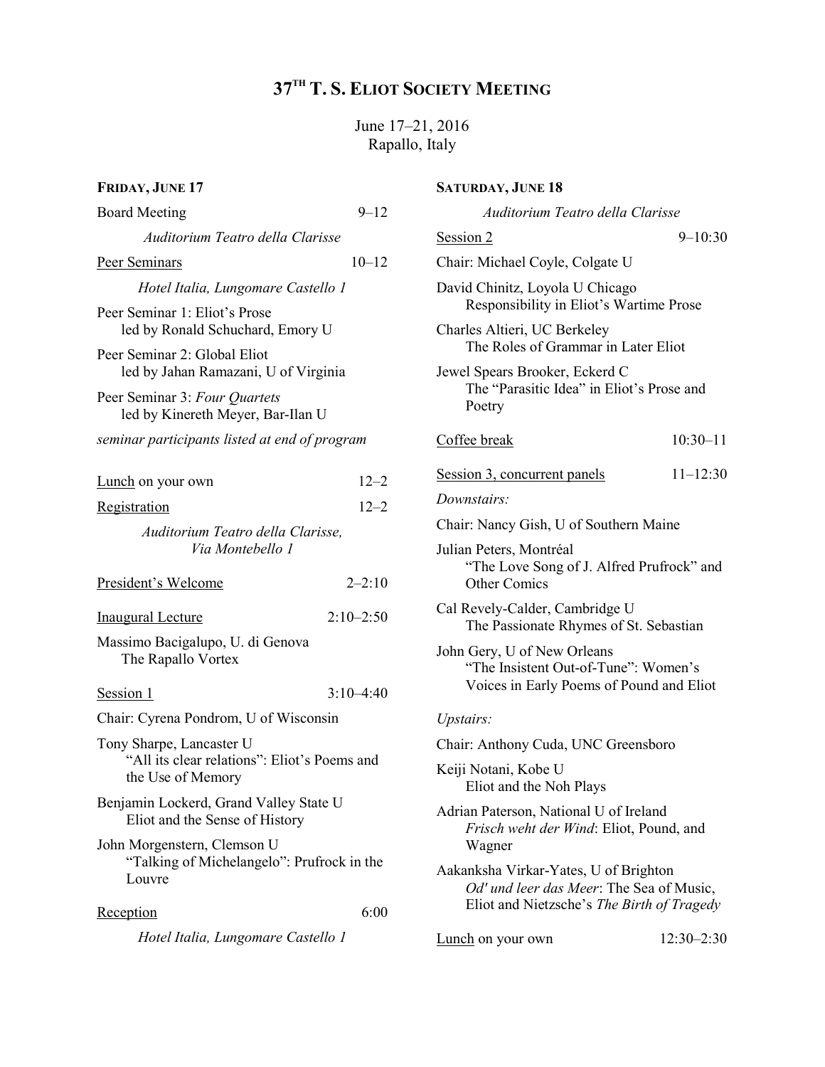# 37TH T. S. ELIOT SOCIETY MEETING

June 17–21, 2016
Rapallo, Italy

## FRIDAY, JUNE 17

Board Meeting 9–12

*Auditorium Teatro della Clarisse*

Peer Seminars 10–12

*Hotel Italia, Lungomare Castello 1*

Peer Seminar 1: Eliot's Prose
led by Ronald Schuchard, Emory U

Peer Seminar 2: Global Eliot
led by Jahan Ramazani, U of Virginia

Peer Seminar 3: *Four Quartets*
led by Kinereth Meyer, Bar-Ilan U

*seminar participants listed at end of program*

Lunch on your own 12–2

Registration 12–2

*Auditorium Teatro della Clarisse, Via Montebello 1*

President's Welcome 2–2:10

Inaugural Lecture 2:10–2:50

Massimo Bacigalupo, U. di Genova
The Rapallo Vortex

Session 1 3:10–4:40

Chair: Cyrena Pondrom, U of Wisconsin

Tony Sharpe, Lancaster U
"All its clear relations": Eliot's Poems and the Use of Memory

Benjamin Lockerd, Grand Valley State U
Eliot and the Sense of History

John Morgenstern, Clemson U
"Talking of Michelangelo": Prufrock in the Louvre

Reception 6:00

*Hotel Italia, Lungomare Castello 1*

## SATURDAY, JUNE 18

*Auditorium Teatro della Clarisse*

Session 2 9–10:30

Chair: Michael Coyle, Colgate U

David Chinitz, Loyola U Chicago
Responsibility in Eliot's Wartime Prose

Charles Altieri, UC Berkeley
The Roles of Grammar in Later Eliot

Jewel Spears Brooker, Eckerd C
The "Parasitic Idea" in Eliot's Prose and Poetry

Coffee break 10:30–11

Session 3, concurrent panels 11–12:30

*Downstairs:*

Chair: Nancy Gish, U of Southern Maine

Julian Peters, Montréal
"The Love Song of J. Alfred Prufrock" and Other Comics

Cal Revely-Calder, Cambridge U
The Passionate Rhymes of St. Sebastian

John Gery, U of New Orleans
"The Insistent Out-of-Tune": Women's Voices in Early Poems of Pound and Eliot

*Upstairs:*

Chair: Anthony Cuda, UNC Greensboro

Keiji Notani, Kobe U
Eliot and the Noh Plays

Adrian Paterson, National U of Ireland
*Frisch weht der Wind*: Eliot, Pound, and Wagner

Aakanksha Virkar-Yates, U of Brighton
*Od' und leer das Meer*: The Sea of Music, Eliot and Nietzsche's *The Birth of Tragedy*

Lunch on your own 12:30–2:30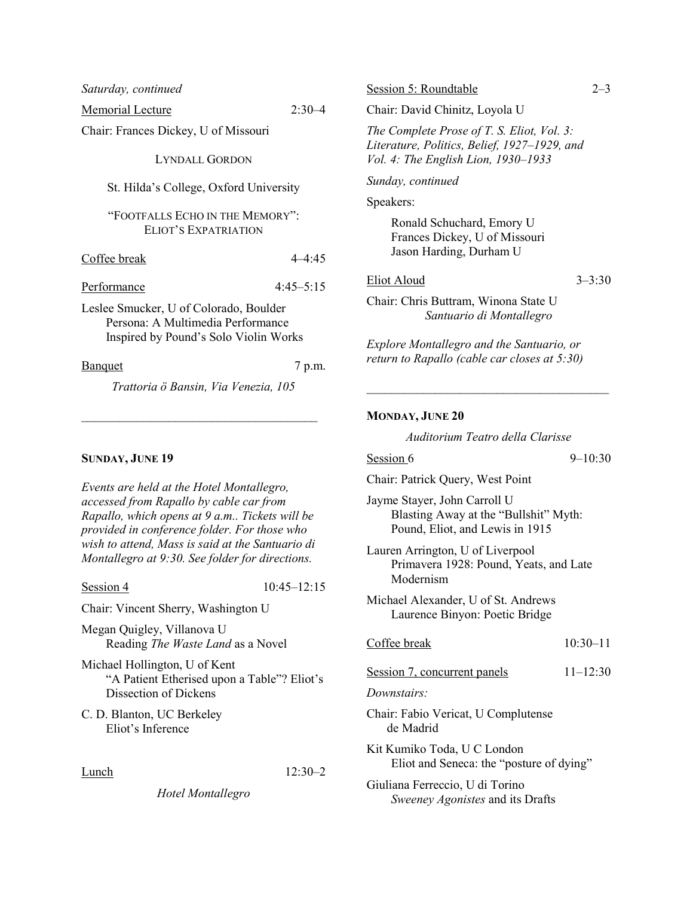*Saturday, continued*

Memorial Lecture 2:30–4

Chair: Frances Dickey, U of Missouri

LYNDALL GORDON

St. Hilda's College, Oxford University

"FOOTFALLS ECHO IN THE MEMORY": ELIOT'S EXPATRIATION

Coffee break 4–4:45

Performance 4:45–5:15

Leslee Smucker, U of Colorado, Boulder
Persona: A Multimedia Performance Inspired by Pound's Solo Violin Works

Banquet 7 p.m.

*Trattoria ö Bansin, Via Venezia, 105*

---

## SUNDAY, JUNE 19

*Events are held at the Hotel Montallegro, accessed from Rapallo by cable car from Rapallo, which opens at 9 a.m.. Tickets will be provided in conference folder. For those who wish to attend, Mass is said at the Santuario di Montallegro at 9:30. See folder for directions.*

Session 4 10:45–12:15

Chair: Vincent Sherry, Washington U

Megan Quigley, Villanova U
Reading *The Waste Land* as a Novel

Michael Hollington, U of Kent
"A Patient Etherised upon a Table"? Eliot's Dissection of Dickens

C. D. Blanton, UC Berkeley
Eliot's Inference

Lunch 12:30–2

*Hotel Montallegro*

Session 5: Roundtable 2–3

Chair: David Chinitz, Loyola U

*The Complete Prose of T. S. Eliot, Vol. 3: Literature, Politics, Belief, 1927–1929, and Vol. 4: The English Lion, 1930–1933*

*Sunday, continued*

Speakers:

Ronald Schuchard, Emory U
Frances Dickey, U of Missouri
Jason Harding, Durham U

Eliot Aloud 3–3:30

Chair: Chris Buttram, Winona State U
*Santuario di Montallegro*

*Explore Montallegro and the Santuario, or return to Rapallo (cable car closes at 5:30)*

---

## MONDAY, JUNE 20

*Auditorium Teatro della Clarisse*

Session 6 9–10:30

Chair: Patrick Query, West Point

Jayme Stayer, John Carroll U
Blasting Away at the "Bullshit" Myth: Pound, Eliot, and Lewis in 1915

Lauren Arrington, U of Liverpool
Primavera 1928: Pound, Yeats, and Late Modernism

Michael Alexander, U of St. Andrews
Laurence Binyon: Poetic Bridge

Coffee break 10:30–11

Session 7, concurrent panels 11–12:30

*Downstairs:*

Chair: Fabio Vericat, U Complutense de Madrid

Kit Kumiko Toda, U C London
Eliot and Seneca: the "posture of dying"

Giuliana Ferreccio, U di Torino
*Sweeney Agonistes* and its Drafts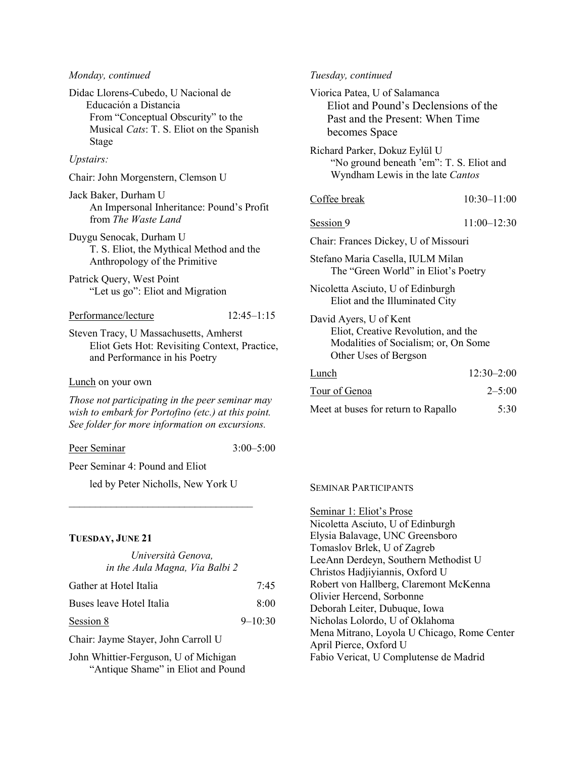*Monday, continued*

Didac Llorens-Cubedo, U Nacional de Educación a Distancia
From "Conceptual Obscurity" to the Musical *Cats*: T. S. Eliot on the Spanish Stage

*Upstairs:*

Chair: John Morgenstern, Clemson U

Jack Baker, Durham U
An Impersonal Inheritance: Pound's Profit from *The Waste Land*

Duygu Senocak, Durham U
T. S. Eliot, the Mythical Method and the Anthropology of the Primitive

Patrick Query, West Point
"Let us go": Eliot and Migration

Performance/lecture 12:45–1:15

Steven Tracy, U Massachusetts, Amherst
Eliot Gets Hot: Revisiting Context, Practice, and Performance in his Poetry

Lunch on your own

*Those not participating in the peer seminar may wish to embark for Portofino (etc.) at this point. See folder for more information on excursions.*

Peer Seminar 3:00–5:00

Peer Seminar 4: Pound and Eliot

led by Peter Nicholls, New York U

---

**TUESDAY, JUNE 21**

*Università Genova, in the Aula Magna, Via Balbi 2*

Gather at Hotel Italia 7:45

Buses leave Hotel Italia 8:00

Session 8 9–10:30

Chair: Jayme Stayer, John Carroll U

John Whittier-Ferguson, U of Michigan
"Antique Shame" in Eliot and Pound

*Tuesday, continued*

Viorica Patea, U of Salamanca
Eliot and Pound's Declensions of the Past and the Present: When Time becomes Space

Richard Parker, Dokuz Eylül U
"No ground beneath 'em": T. S. Eliot and Wyndham Lewis in the late *Cantos*

Coffee break 10:30–11:00

Session 9 11:00–12:30

Chair: Frances Dickey, U of Missouri

Stefano Maria Casella, IULM Milan
The "Green World" in Eliot's Poetry

Nicoletta Asciuto, U of Edinburgh
Eliot and the Illuminated City

David Ayers, U of Kent
Eliot, Creative Revolution, and the Modalities of Socialism; or, On Some Other Uses of Bergson

Lunch 12:30–2:00

Tour of Genoa 2–5:00

Meet at buses for return to Rapallo 5:30

SEMINAR PARTICIPANTS

Seminar 1: Eliot's Prose
Nicoletta Asciuto, U of Edinburgh
Elysia Balavage, UNC Greensboro
Tomaslov Brlek, U of Zagreb
LeeAnn Derdeyn, Southern Methodist U
Christos Hadjiyiannis, Oxford U
Robert von Hallberg, Claremont McKenna
Olivier Hercend, Sorbonne
Deborah Leiter, Dubuque, Iowa
Nicholas Lolordo, U of Oklahoma
Mena Mitrano, Loyola U Chicago, Rome Center
April Pierce, Oxford U
Fabio Vericat, U Complutense de Madrid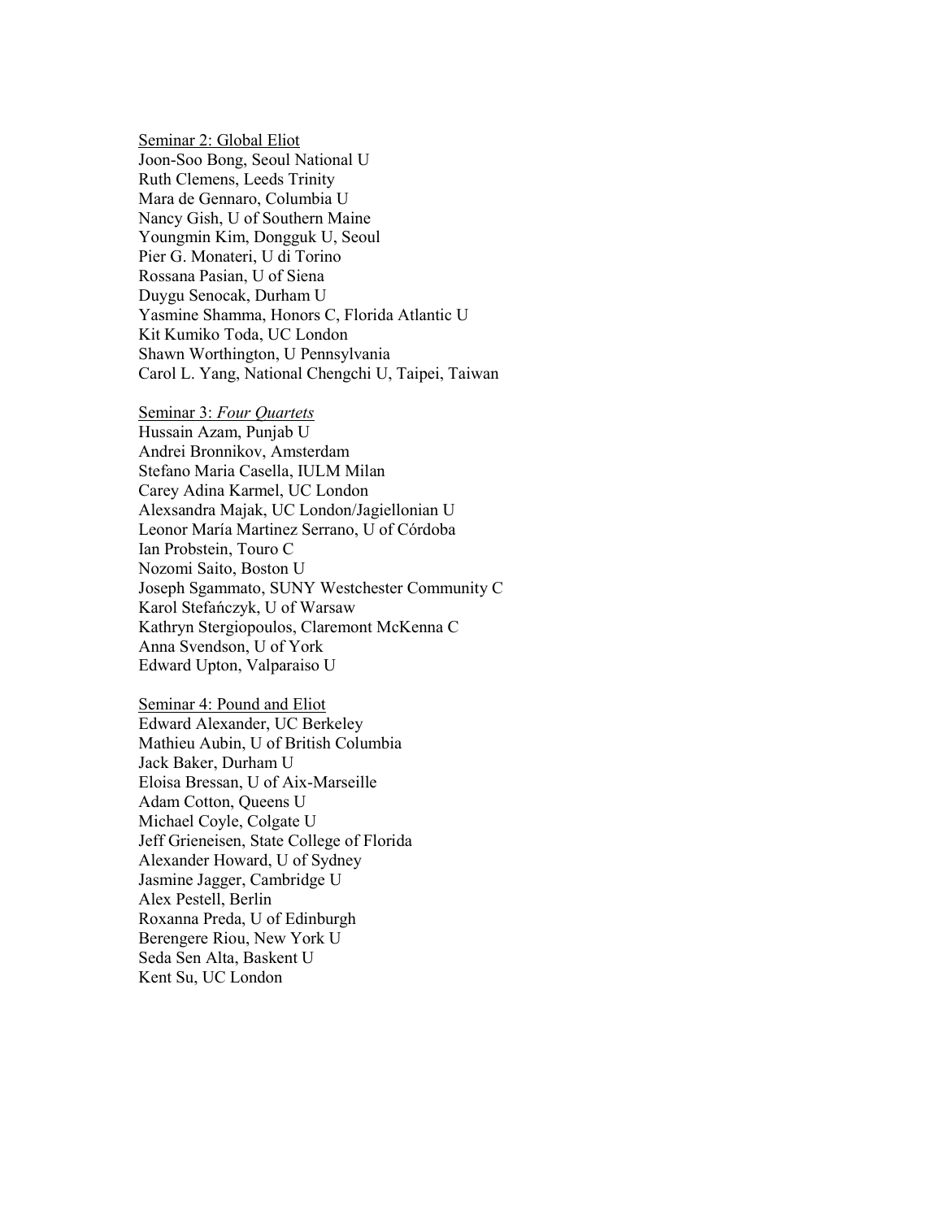Seminar 2: Global Eliot

Joon-Soo Bong, Seoul National U
Ruth Clemens, Leeds Trinity
Mara de Gennaro, Columbia U
Nancy Gish, U of Southern Maine
Youngmin Kim, Dongguk U, Seoul
Pier G. Monateri, U di Torino
Rossana Pasian, U of Siena
Duygu Senocak, Durham U
Yasmine Shamma, Honors C, Florida Atlantic U
Kit Kumiko Toda, UC London
Shawn Worthington, U Pennsylvania
Carol L. Yang, National Chengchi U, Taipei, Taiwan

Seminar 3: *Four Quartets*

Hussain Azam, Punjab U
Andrei Bronnikov, Amsterdam
Stefano Maria Casella, IULM Milan
Carey Adina Karmel, UC London
Alexsandra Majak, UC London/Jagiellonian U
Leonor María Martinez Serrano, U of Córdoba
Ian Probstein, Touro C
Nozomi Saito, Boston U
Joseph Sgammato, SUNY Westchester Community C
Karol Stefańczyk, U of Warsaw
Kathryn Stergiopoulos, Claremont McKenna C
Anna Svendson, U of York
Edward Upton, Valparaiso U

Seminar 4: Pound and Eliot

Edward Alexander, UC Berkeley
Mathieu Aubin, U of British Columbia
Jack Baker, Durham U
Eloisa Bressan, U of Aix-Marseille
Adam Cotton, Queens U
Michael Coyle, Colgate U
Jeff Grieneisen, State College of Florida
Alexander Howard, U of Sydney
Jasmine Jagger, Cambridge U
Alex Pestell, Berlin
Roxanna Preda, U of Edinburgh
Berengere Riou, New York U
Seda Sen Alta, Baskent U
Kent Su, UC London